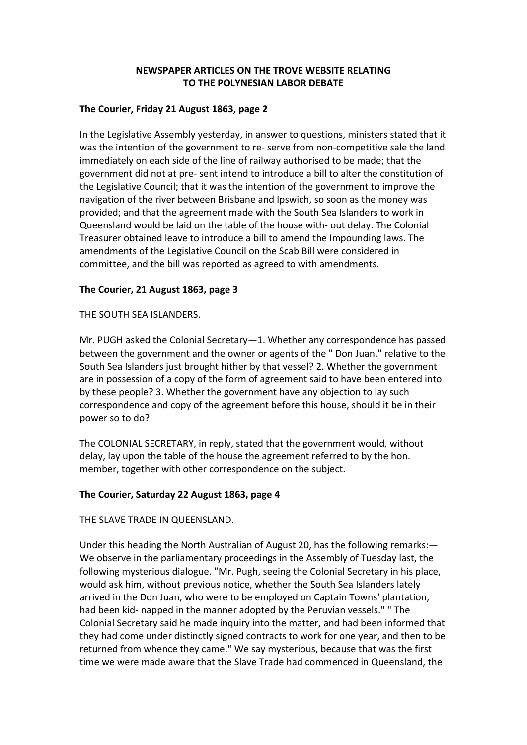# NEWSPAPER ARTICLES ON THE TROVE WEBSITE RELATING TO THE POLYNESIAN LABOR DEBATE

**The Courier, Friday 21 August 1863, page 2**

In the Legislative Assembly yesterday, in answer to questions, ministers stated that it was the intention of the government to re- serve from non-competitive sale the land immediately on each side of the line of railway authorised to be made; that the government did not at pre- sent intend to introduce a bill to alter the constitution of the Legislative Council; that it was the intention of the government to improve the navigation of the river between Brisbane and Ipswich, so soon as the money was provided; and that the agreement made with the South Sea Islanders to work in Queensland would be laid on the table of the house with- out delay. The Colonial Treasurer obtained leave to introduce a bill to amend the Impounding laws. The amendments of the Legislative Council on the Scab Bill were considered in committee, and the bill was reported as agreed to with amendments.

**The Courier, 21 August 1863, page 3**

THE SOUTH SEA ISLANDERS.

Mr. PUGH asked the Colonial Secretary—1. Whether any correspondence has passed between the government and the owner or agents of the " Don Juan," relative to the South Sea Islanders just brought hither by that vessel? 2. Whether the government are in possession of a copy of the form of agreement said to have been entered into by these people? 3. Whether the government have any objection to lay such correspondence and copy of the agreement before this house, should it be in their power so to do?

The COLONIAL SECRETARY, in reply, stated that the government would, without delay, lay upon the table of the house the agreement referred to by the hon. member, together with other correspondence on the subject.

**The Courier, Saturday 22 August 1863, page 4**

THE SLAVE TRADE IN QUEENSLAND.

Under this heading the North Australian of August 20, has the following remarks:— We observe in the parliamentary proceedings in the Assembly of Tuesday last, the following mysterious dialogue. "Mr. Pugh, seeing the Colonial Secretary in his place, would ask him, without previous notice, whether the South Sea Islanders lately arrived in the Don Juan, who were to be employed on Captain Towns' plantation, had been kid- napped in the manner adopted by the Peruvian vessels." " The Colonial Secretary said he made inquiry into the matter, and had been informed that they had come under distinctly signed contracts to work for one year, and then to be returned from whence they came." We say mysterious, because that was the first time we were made aware that the Slave Trade had commenced in Queensland, the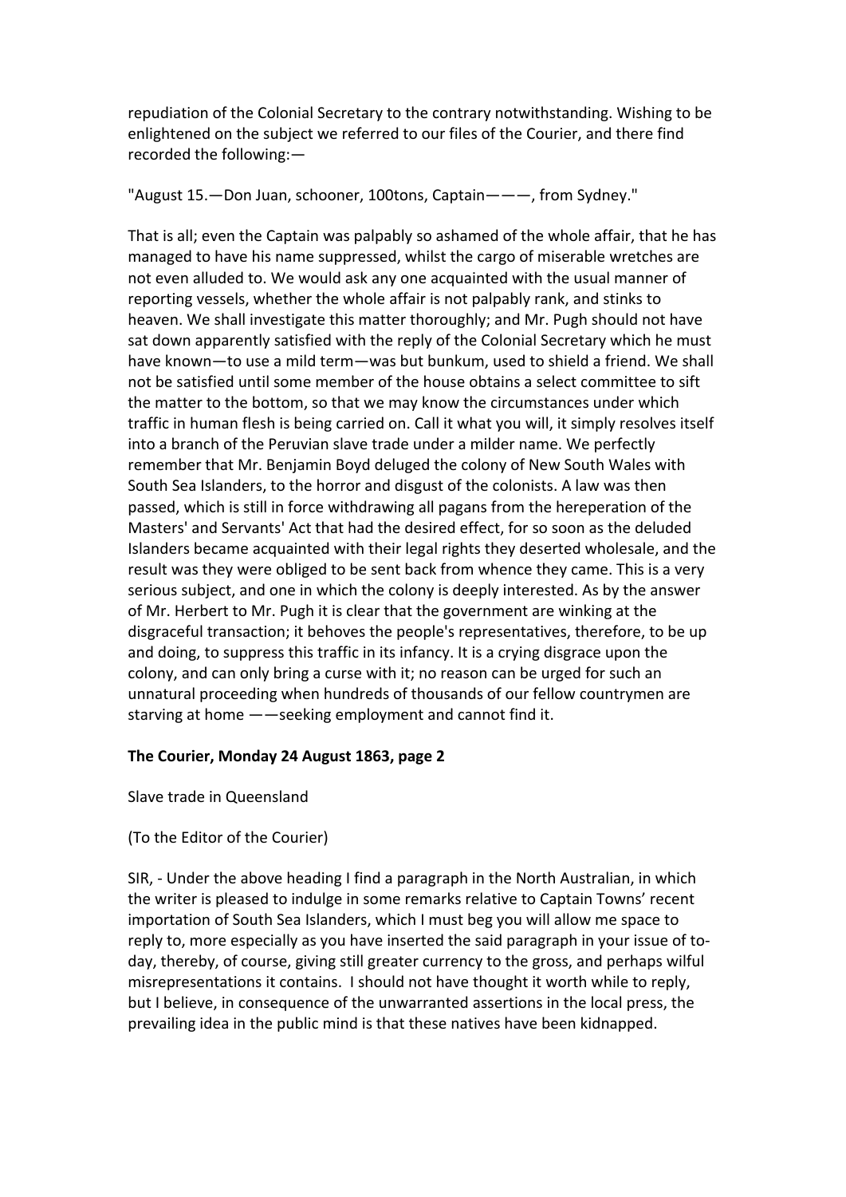repudiation of the Colonial Secretary to the contrary notwithstanding. Wishing to be enlightened on the subject we referred to our files of the Courier, and there find recorded the following:—

"August 15.—Don Juan, schooner, 100tons, Captain———, from Sydney."

That is all; even the Captain was palpably so ashamed of the whole affair, that he has managed to have his name suppressed, whilst the cargo of miserable wretches are not even alluded to. We would ask any one acquainted with the usual manner of reporting vessels, whether the whole affair is not palpably rank, and stinks to heaven. We shall investigate this matter thoroughly; and Mr. Pugh should not have sat down apparently satisfied with the reply of the Colonial Secretary which he must have known—to use a mild term—was but bunkum, used to shield a friend. We shall not be satisfied until some member of the house obtains a select committee to sift the matter to the bottom, so that we may know the circumstances under which traffic in human flesh is being carried on. Call it what you will, it simply resolves itself into a branch of the Peruvian slave trade under a milder name. We perfectly remember that Mr. Benjamin Boyd deluged the colony of New South Wales with South Sea Islanders, to the horror and disgust of the colonists. A law was then passed, which is still in force withdrawing all pagans from the hereperation of the Masters' and Servants' Act that had the desired effect, for so soon as the deluded Islanders became acquainted with their legal rights they deserted wholesale, and the result was they were obliged to be sent back from whence they came. This is a very serious subject, and one in which the colony is deeply interested. As by the answer of Mr. Herbert to Mr. Pugh it is clear that the government are winking at the disgraceful transaction; it behoves the people's representatives, therefore, to be up and doing, to suppress this traffic in its infancy. It is a crying disgrace upon the colony, and can only bring a curse with it; no reason can be urged for such an unnatural proceeding when hundreds of thousands of our fellow countrymen are starving at home ——seeking employment and cannot find it.

**The Courier, Monday 24 August 1863, page 2**

Slave trade in Queensland

(To the Editor of the Courier)

SIR, - Under the above heading I find a paragraph in the North Australian, in which the writer is pleased to indulge in some remarks relative to Captain Towns' recent importation of South Sea Islanders, which I must beg you will allow me space to reply to, more especially as you have inserted the said paragraph in your issue of to-day, thereby, of course, giving still greater currency to the gross, and perhaps wilful misrepresentations it contains. I should not have thought it worth while to reply, but I believe, in consequence of the unwarranted assertions in the local press, the prevailing idea in the public mind is that these natives have been kidnapped.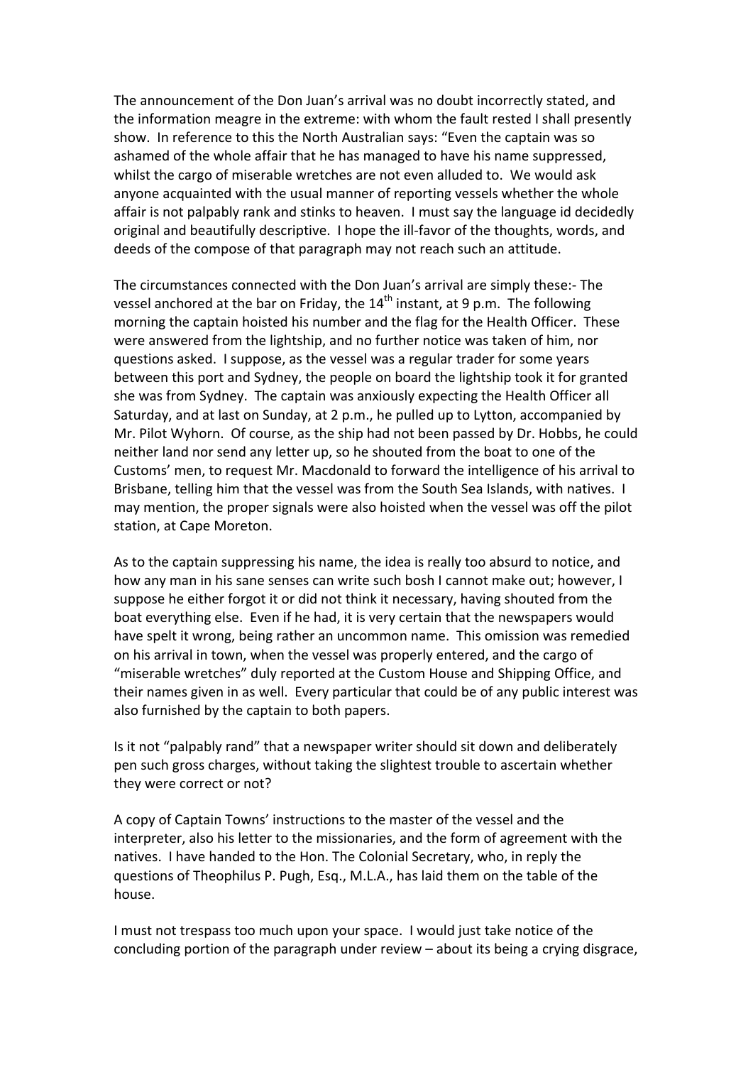The announcement of the Don Juan's arrival was no doubt incorrectly stated, and the information meagre in the extreme: with whom the fault rested I shall presently show. In reference to this the North Australian says: "Even the captain was so ashamed of the whole affair that he has managed to have his name suppressed, whilst the cargo of miserable wretches are not even alluded to. We would ask anyone acquainted with the usual manner of reporting vessels whether the whole affair is not palpably rank and stinks to heaven. I must say the language id decidedly original and beautifully descriptive. I hope the ill-favor of the thoughts, words, and deeds of the compose of that paragraph may not reach such an attitude.

The circumstances connected with the Don Juan's arrival are simply these:- The vessel anchored at the bar on Friday, the 14th instant, at 9 p.m. The following morning the captain hoisted his number and the flag for the Health Officer. These were answered from the lightship, and no further notice was taken of him, nor questions asked. I suppose, as the vessel was a regular trader for some years between this port and Sydney, the people on board the lightship took it for granted she was from Sydney. The captain was anxiously expecting the Health Officer all Saturday, and at last on Sunday, at 2 p.m., he pulled up to Lytton, accompanied by Mr. Pilot Wyhorn. Of course, as the ship had not been passed by Dr. Hobbs, he could neither land nor send any letter up, so he shouted from the boat to one of the Customs' men, to request Mr. Macdonald to forward the intelligence of his arrival to Brisbane, telling him that the vessel was from the South Sea Islands, with natives. I may mention, the proper signals were also hoisted when the vessel was off the pilot station, at Cape Moreton.

As to the captain suppressing his name, the idea is really too absurd to notice, and how any man in his sane senses can write such bosh I cannot make out; however, I suppose he either forgot it or did not think it necessary, having shouted from the boat everything else. Even if he had, it is very certain that the newspapers would have spelt it wrong, being rather an uncommon name. This omission was remedied on his arrival in town, when the vessel was properly entered, and the cargo of "miserable wretches" duly reported at the Custom House and Shipping Office, and their names given in as well. Every particular that could be of any public interest was also furnished by the captain to both papers.

Is it not "palpably rand" that a newspaper writer should sit down and deliberately pen such gross charges, without taking the slightest trouble to ascertain whether they were correct or not?

A copy of Captain Towns' instructions to the master of the vessel and the interpreter, also his letter to the missionaries, and the form of agreement with the natives. I have handed to the Hon. The Colonial Secretary, who, in reply the questions of Theophilus P. Pugh, Esq., M.L.A., has laid them on the table of the house.

I must not trespass too much upon your space. I would just take notice of the concluding portion of the paragraph under review – about its being a crying disgrace,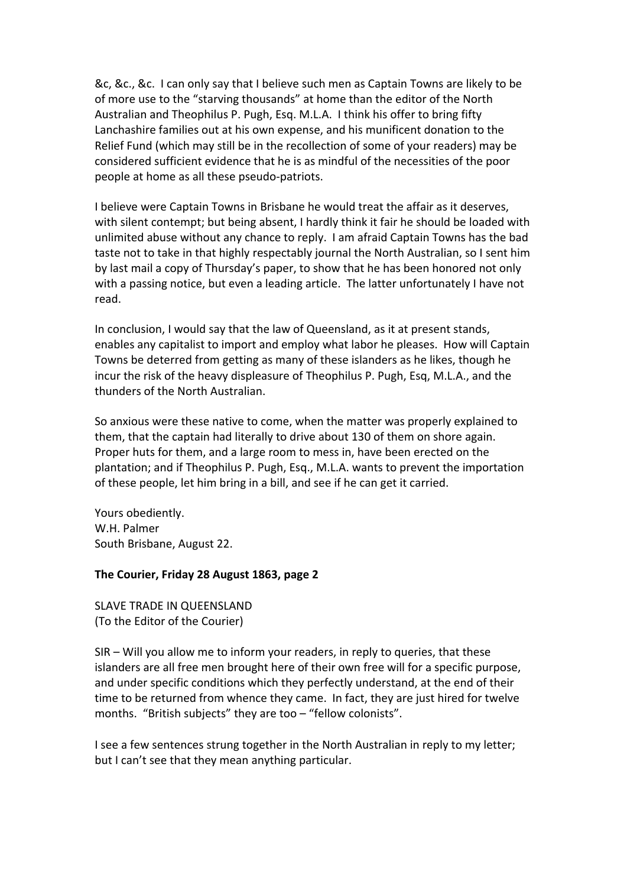&c, &c., &c. I can only say that I believe such men as Captain Towns are likely to be of more use to the "starving thousands" at home than the editor of the North Australian and Theophilus P. Pugh, Esq. M.L.A. I think his offer to bring fifty Lanchashire families out at his own expense, and his munificent donation to the Relief Fund (which may still be in the recollection of some of your readers) may be considered sufficient evidence that he is as mindful of the necessities of the poor people at home as all these pseudo-patriots.

I believe were Captain Towns in Brisbane he would treat the affair as it deserves, with silent contempt; but being absent, I hardly think it fair he should be loaded with unlimited abuse without any chance to reply. I am afraid Captain Towns has the bad taste not to take in that highly respectably journal the North Australian, so I sent him by last mail a copy of Thursday's paper, to show that he has been honored not only with a passing notice, but even a leading article. The latter unfortunately I have not read.

In conclusion, I would say that the law of Queensland, as it at present stands, enables any capitalist to import and employ what labor he pleases. How will Captain Towns be deterred from getting as many of these islanders as he likes, though he incur the risk of the heavy displeasure of Theophilus P. Pugh, Esq, M.L.A., and the thunders of the North Australian.

So anxious were these native to come, when the matter was properly explained to them, that the captain had literally to drive about 130 of them on shore again. Proper huts for them, and a large room to mess in, have been erected on the plantation; and if Theophilus P. Pugh, Esq., M.L.A. wants to prevent the importation of these people, let him bring in a bill, and see if he can get it carried.

Yours obediently.
W.H. Palmer
South Brisbane, August 22.

**The Courier, Friday 28 August 1863, page 2**

SLAVE TRADE IN QUEENSLAND
(To the Editor of the Courier)

SIR – Will you allow me to inform your readers, in reply to queries, that these islanders are all free men brought here of their own free will for a specific purpose, and under specific conditions which they perfectly understand, at the end of their time to be returned from whence they came. In fact, they are just hired for twelve months. "British subjects" they are too – "fellow colonists".

I see a few sentences strung together in the North Australian in reply to my letter; but I can't see that they mean anything particular.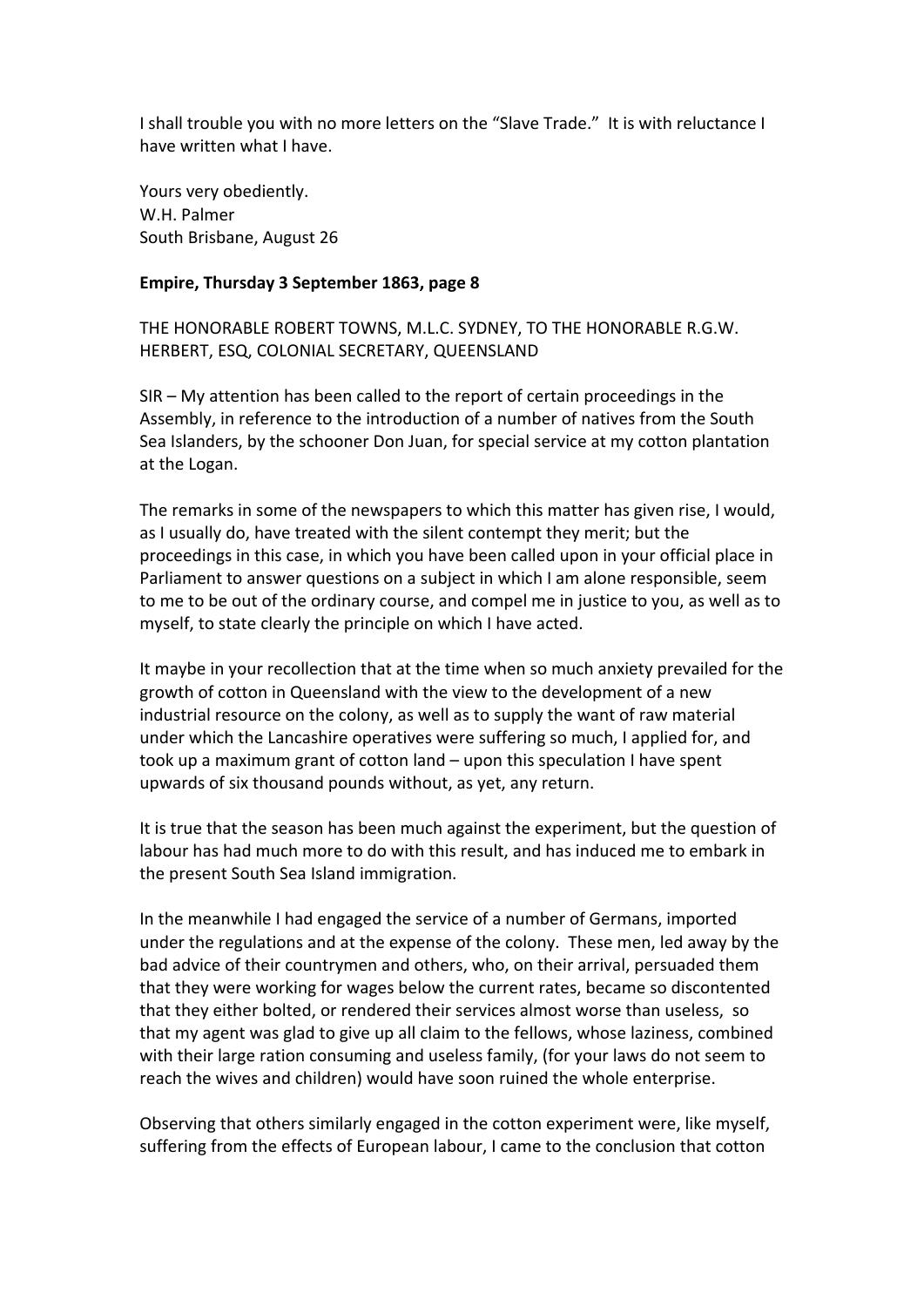I shall trouble you with no more letters on the "Slave Trade." It is with reluctance I have written what I have.

Yours very obediently.
W.H. Palmer
South Brisbane, August 26

**Empire, Thursday 3 September 1863, page 8**

THE HONORABLE ROBERT TOWNS, M.L.C. SYDNEY, TO THE HONORABLE R.G.W. HERBERT, ESQ, COLONIAL SECRETARY, QUEENSLAND

SIR – My attention has been called to the report of certain proceedings in the Assembly, in reference to the introduction of a number of natives from the South Sea Islanders, by the schooner Don Juan, for special service at my cotton plantation at the Logan.

The remarks in some of the newspapers to which this matter has given rise, I would, as I usually do, have treated with the silent contempt they merit; but the proceedings in this case, in which you have been called upon in your official place in Parliament to answer questions on a subject in which I am alone responsible, seem to me to be out of the ordinary course, and compel me in justice to you, as well as to myself, to state clearly the principle on which I have acted.

It maybe in your recollection that at the time when so much anxiety prevailed for the growth of cotton in Queensland with the view to the development of a new industrial resource on the colony, as well as to supply the want of raw material under which the Lancashire operatives were suffering so much, I applied for, and took up a maximum grant of cotton land – upon this speculation I have spent upwards of six thousand pounds without, as yet, any return.

It is true that the season has been much against the experiment, but the question of labour has had much more to do with this result, and has induced me to embark in the present South Sea Island immigration.

In the meanwhile I had engaged the service of a number of Germans, imported under the regulations and at the expense of the colony. These men, led away by the bad advice of their countrymen and others, who, on their arrival, persuaded them that they were working for wages below the current rates, became so discontented that they either bolted, or rendered their services almost worse than useless, so that my agent was glad to give up all claim to the fellows, whose laziness, combined with their large ration consuming and useless family, (for your laws do not seem to reach the wives and children) would have soon ruined the whole enterprise.

Observing that others similarly engaged in the cotton experiment were, like myself, suffering from the effects of European labour, I came to the conclusion that cotton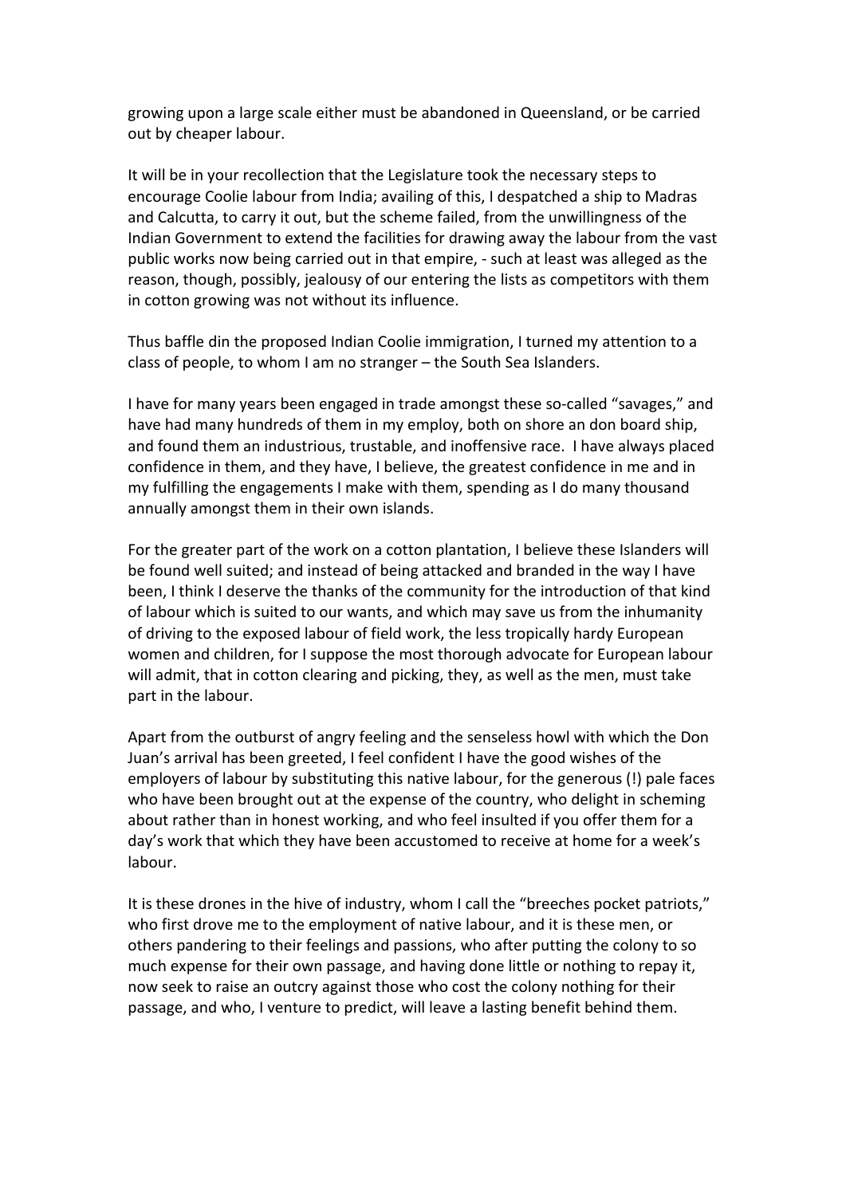growing upon a large scale either must be abandoned in Queensland, or be carried out by cheaper labour.

It will be in your recollection that the Legislature took the necessary steps to encourage Coolie labour from India; availing of this, I despatched a ship to Madras and Calcutta, to carry it out, but the scheme failed, from the unwillingness of the Indian Government to extend the facilities for drawing away the labour from the vast public works now being carried out in that empire, - such at least was alleged as the reason, though, possibly, jealousy of our entering the lists as competitors with them in cotton growing was not without its influence.

Thus baffle din the proposed Indian Coolie immigration, I turned my attention to a class of people, to whom I am no stranger – the South Sea Islanders.

I have for many years been engaged in trade amongst these so-called "savages," and have had many hundreds of them in my employ, both on shore an don board ship, and found them an industrious, trustable, and inoffensive race. I have always placed confidence in them, and they have, I believe, the greatest confidence in me and in my fulfilling the engagements I make with them, spending as I do many thousand annually amongst them in their own islands.

For the greater part of the work on a cotton plantation, I believe these Islanders will be found well suited; and instead of being attacked and branded in the way I have been, I think I deserve the thanks of the community for the introduction of that kind of labour which is suited to our wants, and which may save us from the inhumanity of driving to the exposed labour of field work, the less tropically hardy European women and children, for I suppose the most thorough advocate for European labour will admit, that in cotton clearing and picking, they, as well as the men, must take part in the labour.

Apart from the outburst of angry feeling and the senseless howl with which the Don Juan's arrival has been greeted, I feel confident I have the good wishes of the employers of labour by substituting this native labour, for the generous (!) pale faces who have been brought out at the expense of the country, who delight in scheming about rather than in honest working, and who feel insulted if you offer them for a day's work that which they have been accustomed to receive at home for a week's labour.

It is these drones in the hive of industry, whom I call the "breeches pocket patriots," who first drove me to the employment of native labour, and it is these men, or others pandering to their feelings and passions, who after putting the colony to so much expense for their own passage, and having done little or nothing to repay it, now seek to raise an outcry against those who cost the colony nothing for their passage, and who, I venture to predict, will leave a lasting benefit behind them.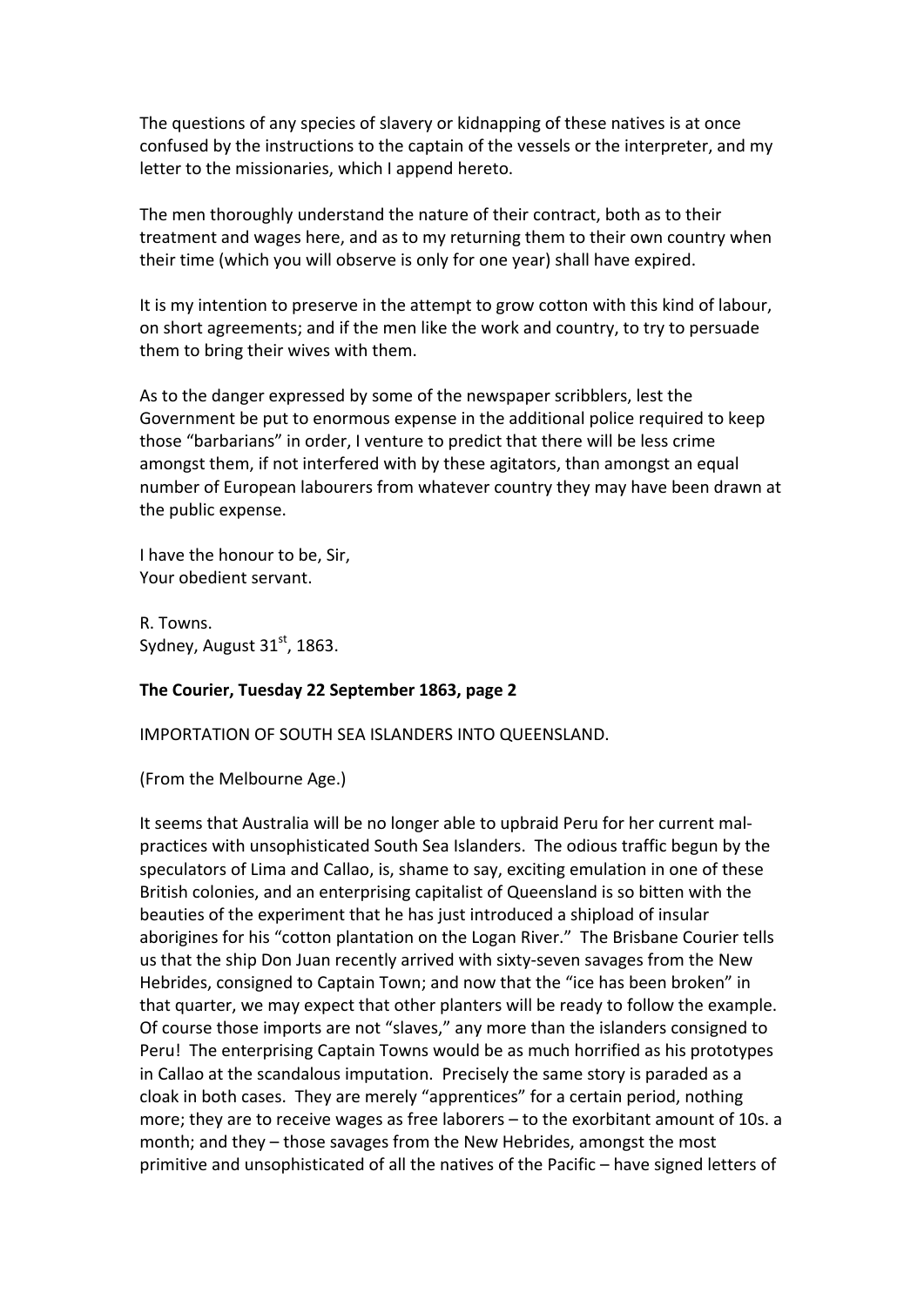The questions of any species of slavery or kidnapping of these natives is at once confused by the instructions to the captain of the vessels or the interpreter, and my letter to the missionaries, which I append hereto.

The men thoroughly understand the nature of their contract, both as to their treatment and wages here, and as to my returning them to their own country when their time (which you will observe is only for one year) shall have expired.

It is my intention to preserve in the attempt to grow cotton with this kind of labour, on short agreements; and if the men like the work and country, to try to persuade them to bring their wives with them.

As to the danger expressed by some of the newspaper scribblers, lest the Government be put to enormous expense in the additional police required to keep those "barbarians" in order, I venture to predict that there will be less crime amongst them, if not interfered with by these agitators, than amongst an equal number of European labourers from whatever country they may have been drawn at the public expense.

I have the honour to be, Sir,  
Your obedient servant.

R. Towns.  
Sydney, August 31st, 1863.

**The Courier, Tuesday 22 September 1863, page 2**

IMPORTATION OF SOUTH SEA ISLANDERS INTO QUEENSLAND.

(From the Melbourne Age.)

It seems that Australia will be no longer able to upbraid Peru for her current mal-practices with unsophisticated South Sea Islanders. The odious traffic begun by the speculators of Lima and Callao, is, shame to say, exciting emulation in one of these British colonies, and an enterprising capitalist of Queensland is so bitten with the beauties of the experiment that he has just introduced a shipload of insular aborigines for his "cotton plantation on the Logan River." The Brisbane Courier tells us that the ship Don Juan recently arrived with sixty-seven savages from the New Hebrides, consigned to Captain Town; and now that the "ice has been broken" in that quarter, we may expect that other planters will be ready to follow the example. Of course those imports are not "slaves," any more than the islanders consigned to Peru! The enterprising Captain Towns would be as much horrified as his prototypes in Callao at the scandalous imputation. Precisely the same story is paraded as a cloak in both cases. They are merely "apprentices" for a certain period, nothing more; they are to receive wages as free laborers – to the exorbitant amount of 10s. a month; and they – those savages from the New Hebrides, amongst the most primitive and unsophisticated of all the natives of the Pacific – have signed letters of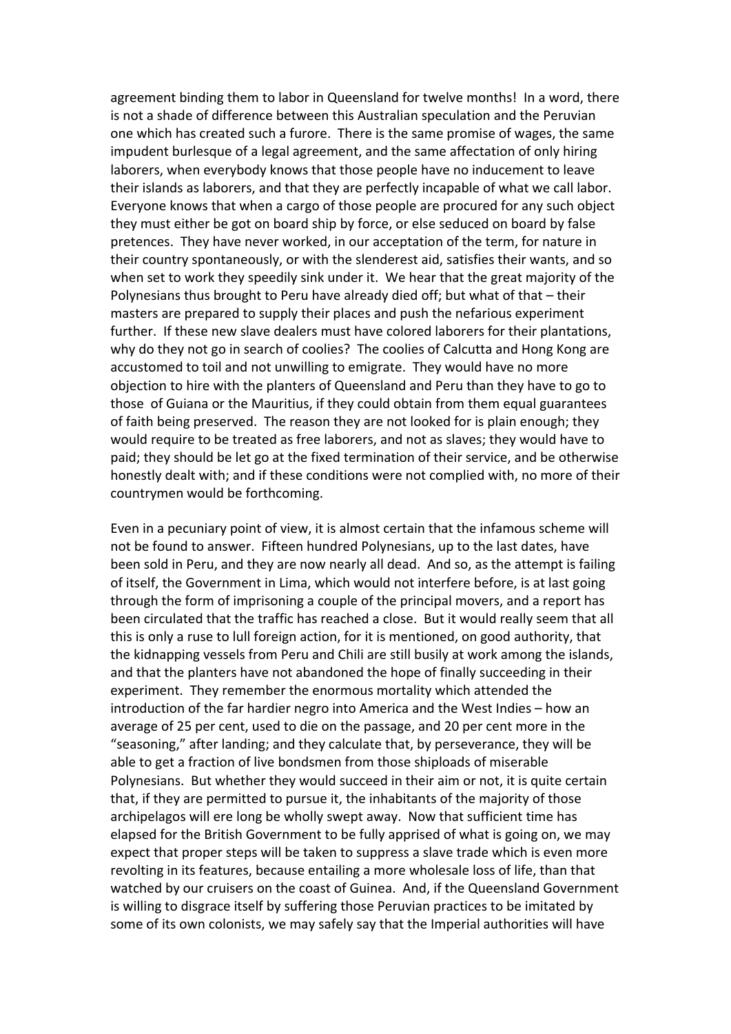agreement binding them to labor in Queensland for twelve months! In a word, there is not a shade of difference between this Australian speculation and the Peruvian one which has created such a furore. There is the same promise of wages, the same impudent burlesque of a legal agreement, and the same affectation of only hiring laborers, when everybody knows that those people have no inducement to leave their islands as laborers, and that they are perfectly incapable of what we call labor. Everyone knows that when a cargo of those people are procured for any such object they must either be got on board ship by force, or else seduced on board by false pretences. They have never worked, in our acceptation of the term, for nature in their country spontaneously, or with the slenderest aid, satisfies their wants, and so when set to work they speedily sink under it. We hear that the great majority of the Polynesians thus brought to Peru have already died off; but what of that – their masters are prepared to supply their places and push the nefarious experiment further. If these new slave dealers must have colored laborers for their plantations, why do they not go in search of coolies? The coolies of Calcutta and Hong Kong are accustomed to toil and not unwilling to emigrate. They would have no more objection to hire with the planters of Queensland and Peru than they have to go to those of Guiana or the Mauritius, if they could obtain from them equal guarantees of faith being preserved. The reason they are not looked for is plain enough; they would require to be treated as free laborers, and not as slaves; they would have to paid; they should be let go at the fixed termination of their service, and be otherwise honestly dealt with; and if these conditions were not complied with, no more of their countrymen would be forthcoming.

Even in a pecuniary point of view, it is almost certain that the infamous scheme will not be found to answer. Fifteen hundred Polynesians, up to the last dates, have been sold in Peru, and they are now nearly all dead. And so, as the attempt is failing of itself, the Government in Lima, which would not interfere before, is at last going through the form of imprisoning a couple of the principal movers, and a report has been circulated that the traffic has reached a close. But it would really seem that all this is only a ruse to lull foreign action, for it is mentioned, on good authority, that the kidnapping vessels from Peru and Chili are still busily at work among the islands, and that the planters have not abandoned the hope of finally succeeding in their experiment. They remember the enormous mortality which attended the introduction of the far hardier negro into America and the West Indies – how an average of 25 per cent, used to die on the passage, and 20 per cent more in the "seasoning," after landing; and they calculate that, by perseverance, they will be able to get a fraction of live bondsmen from those shiploads of miserable Polynesians. But whether they would succeed in their aim or not, it is quite certain that, if they are permitted to pursue it, the inhabitants of the majority of those archipelagos will ere long be wholly swept away. Now that sufficient time has elapsed for the British Government to be fully apprised of what is going on, we may expect that proper steps will be taken to suppress a slave trade which is even more revolting in its features, because entailing a more wholesale loss of life, than that watched by our cruisers on the coast of Guinea. And, if the Queensland Government is willing to disgrace itself by suffering those Peruvian practices to be imitated by some of its own colonists, we may safely say that the Imperial authorities will have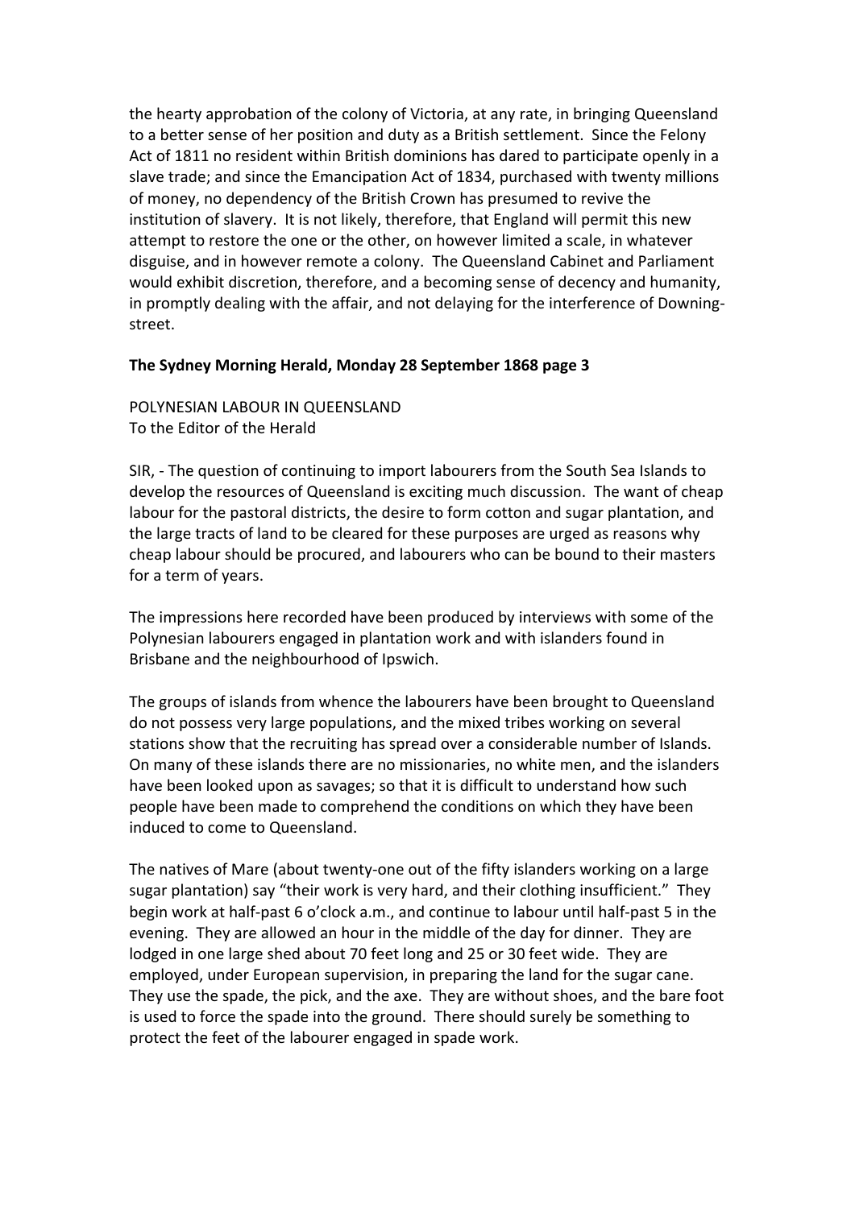the hearty approbation of the colony of Victoria, at any rate, in bringing Queensland to a better sense of her position and duty as a British settlement. Since the Felony Act of 1811 no resident within British dominions has dared to participate openly in a slave trade; and since the Emancipation Act of 1834, purchased with twenty millions of money, no dependency of the British Crown has presumed to revive the institution of slavery. It is not likely, therefore, that England will permit this new attempt to restore the one or the other, on however limited a scale, in whatever disguise, and in however remote a colony. The Queensland Cabinet and Parliament would exhibit discretion, therefore, and a becoming sense of decency and humanity, in promptly dealing with the affair, and not delaying for the interference of Downing-street.

**The Sydney Morning Herald, Monday 28 September 1868 page 3**

POLYNESIAN LABOUR IN QUEENSLAND
To the Editor of the Herald

SIR, - The question of continuing to import labourers from the South Sea Islands to develop the resources of Queensland is exciting much discussion. The want of cheap labour for the pastoral districts, the desire to form cotton and sugar plantation, and the large tracts of land to be cleared for these purposes are urged as reasons why cheap labour should be procured, and labourers who can be bound to their masters for a term of years.

The impressions here recorded have been produced by interviews with some of the Polynesian labourers engaged in plantation work and with islanders found in Brisbane and the neighbourhood of Ipswich.

The groups of islands from whence the labourers have been brought to Queensland do not possess very large populations, and the mixed tribes working on several stations show that the recruiting has spread over a considerable number of Islands. On many of these islands there are no missionaries, no white men, and the islanders have been looked upon as savages; so that it is difficult to understand how such people have been made to comprehend the conditions on which they have been induced to come to Queensland.

The natives of Mare (about twenty-one out of the fifty islanders working on a large sugar plantation) say "their work is very hard, and their clothing insufficient." They begin work at half-past 6 o'clock a.m., and continue to labour until half-past 5 in the evening. They are allowed an hour in the middle of the day for dinner. They are lodged in one large shed about 70 feet long and 25 or 30 feet wide. They are employed, under European supervision, in preparing the land for the sugar cane. They use the spade, the pick, and the axe. They are without shoes, and the bare foot is used to force the spade into the ground. There should surely be something to protect the feet of the labourer engaged in spade work.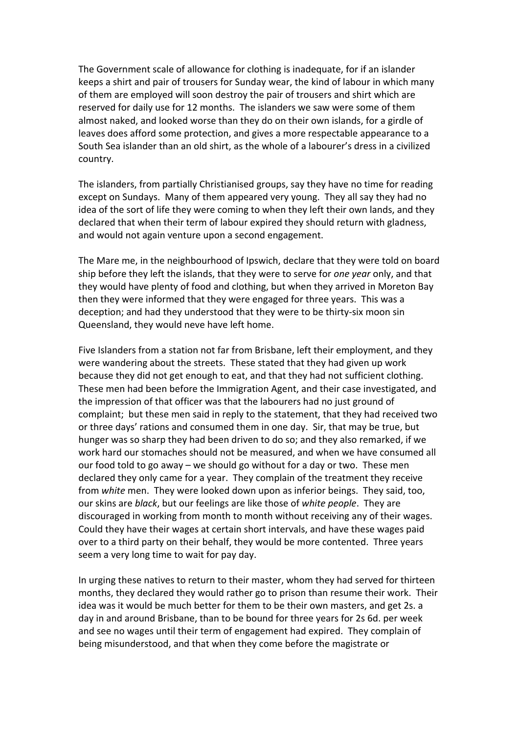The Government scale of allowance for clothing is inadequate, for if an islander keeps a shirt and pair of trousers for Sunday wear, the kind of labour in which many of them are employed will soon destroy the pair of trousers and shirt which are reserved for daily use for 12 months. The islanders we saw were some of them almost naked, and looked worse than they do on their own islands, for a girdle of leaves does afford some protection, and gives a more respectable appearance to a South Sea islander than an old shirt, as the whole of a labourer's dress in a civilized country.

The islanders, from partially Christianised groups, say they have no time for reading except on Sundays. Many of them appeared very young. They all say they had no idea of the sort of life they were coming to when they left their own lands, and they declared that when their term of labour expired they should return with gladness, and would not again venture upon a second engagement.

The Mare me, in the neighbourhood of Ipswich, declare that they were told on board ship before they left the islands, that they were to serve for *one year* only, and that they would have plenty of food and clothing, but when they arrived in Moreton Bay then they were informed that they were engaged for three years. This was a deception; and had they understood that they were to be thirty-six moon sin Queensland, they would neve have left home.

Five Islanders from a station not far from Brisbane, left their employment, and they were wandering about the streets. These stated that they had given up work because they did not get enough to eat, and that they had not sufficient clothing. These men had been before the Immigration Agent, and their case investigated, and the impression of that officer was that the labourers had no just ground of complaint; but these men said in reply to the statement, that they had received two or three days' rations and consumed them in one day. Sir, that may be true, but hunger was so sharp they had been driven to do so; and they also remarked, if we work hard our stomaches should not be measured, and when we have consumed all our food told to go away – we should go without for a day or two. These men declared they only came for a year. They complain of the treatment they receive from *white* men. They were looked down upon as inferior beings. They said, too, our skins are *black*, but our feelings are like those of *white people*. They are discouraged in working from month to month without receiving any of their wages. Could they have their wages at certain short intervals, and have these wages paid over to a third party on their behalf, they would be more contented. Three years seem a very long time to wait for pay day.

In urging these natives to return to their master, whom they had served for thirteen months, they declared they would rather go to prison than resume their work. Their idea was it would be much better for them to be their own masters, and get 2s. a day in and around Brisbane, than to be bound for three years for 2s 6d. per week and see no wages until their term of engagement had expired. They complain of being misunderstood, and that when they come before the magistrate or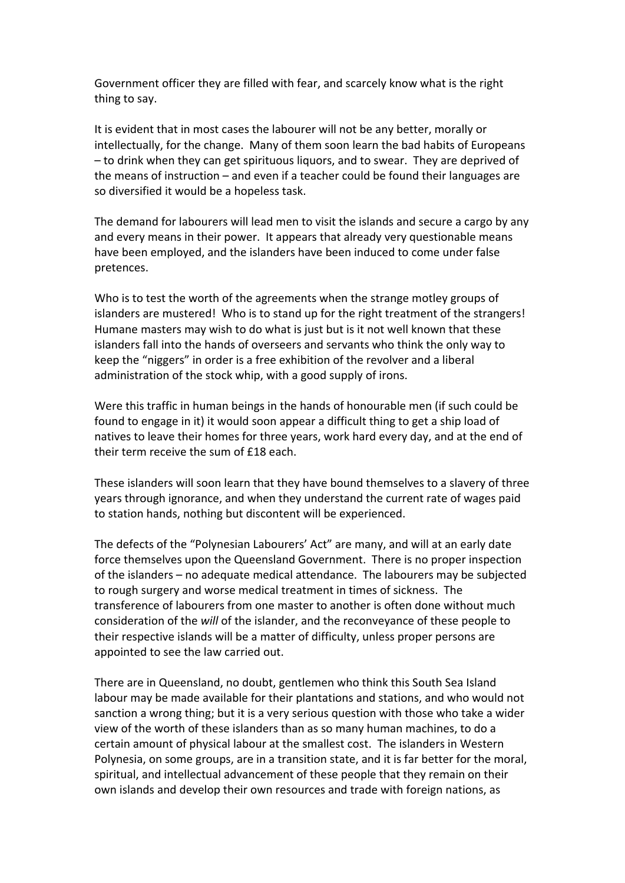Government officer they are filled with fear, and scarcely know what is the right thing to say.

It is evident that in most cases the labourer will not be any better, morally or intellectually, for the change. Many of them soon learn the bad habits of Europeans – to drink when they can get spirituous liquors, and to swear. They are deprived of the means of instruction – and even if a teacher could be found their languages are so diversified it would be a hopeless task.

The demand for labourers will lead men to visit the islands and secure a cargo by any and every means in their power. It appears that already very questionable means have been employed, and the islanders have been induced to come under false pretences.

Who is to test the worth of the agreements when the strange motley groups of islanders are mustered! Who is to stand up for the right treatment of the strangers! Humane masters may wish to do what is just but is it not well known that these islanders fall into the hands of overseers and servants who think the only way to keep the "niggers" in order is a free exhibition of the revolver and a liberal administration of the stock whip, with a good supply of irons.

Were this traffic in human beings in the hands of honourable men (if such could be found to engage in it) it would soon appear a difficult thing to get a ship load of natives to leave their homes for three years, work hard every day, and at the end of their term receive the sum of £18 each.

These islanders will soon learn that they have bound themselves to a slavery of three years through ignorance, and when they understand the current rate of wages paid to station hands, nothing but discontent will be experienced.

The defects of the "Polynesian Labourers' Act" are many, and will at an early date force themselves upon the Queensland Government. There is no proper inspection of the islanders – no adequate medical attendance. The labourers may be subjected to rough surgery and worse medical treatment in times of sickness. The transference of labourers from one master to another is often done without much consideration of the *will* of the islander, and the reconveyance of these people to their respective islands will be a matter of difficulty, unless proper persons are appointed to see the law carried out.

There are in Queensland, no doubt, gentlemen who think this South Sea Island labour may be made available for their plantations and stations, and who would not sanction a wrong thing; but it is a very serious question with those who take a wider view of the worth of these islanders than as so many human machines, to do a certain amount of physical labour at the smallest cost. The islanders in Western Polynesia, on some groups, are in a transition state, and it is far better for the moral, spiritual, and intellectual advancement of these people that they remain on their own islands and develop their own resources and trade with foreign nations, as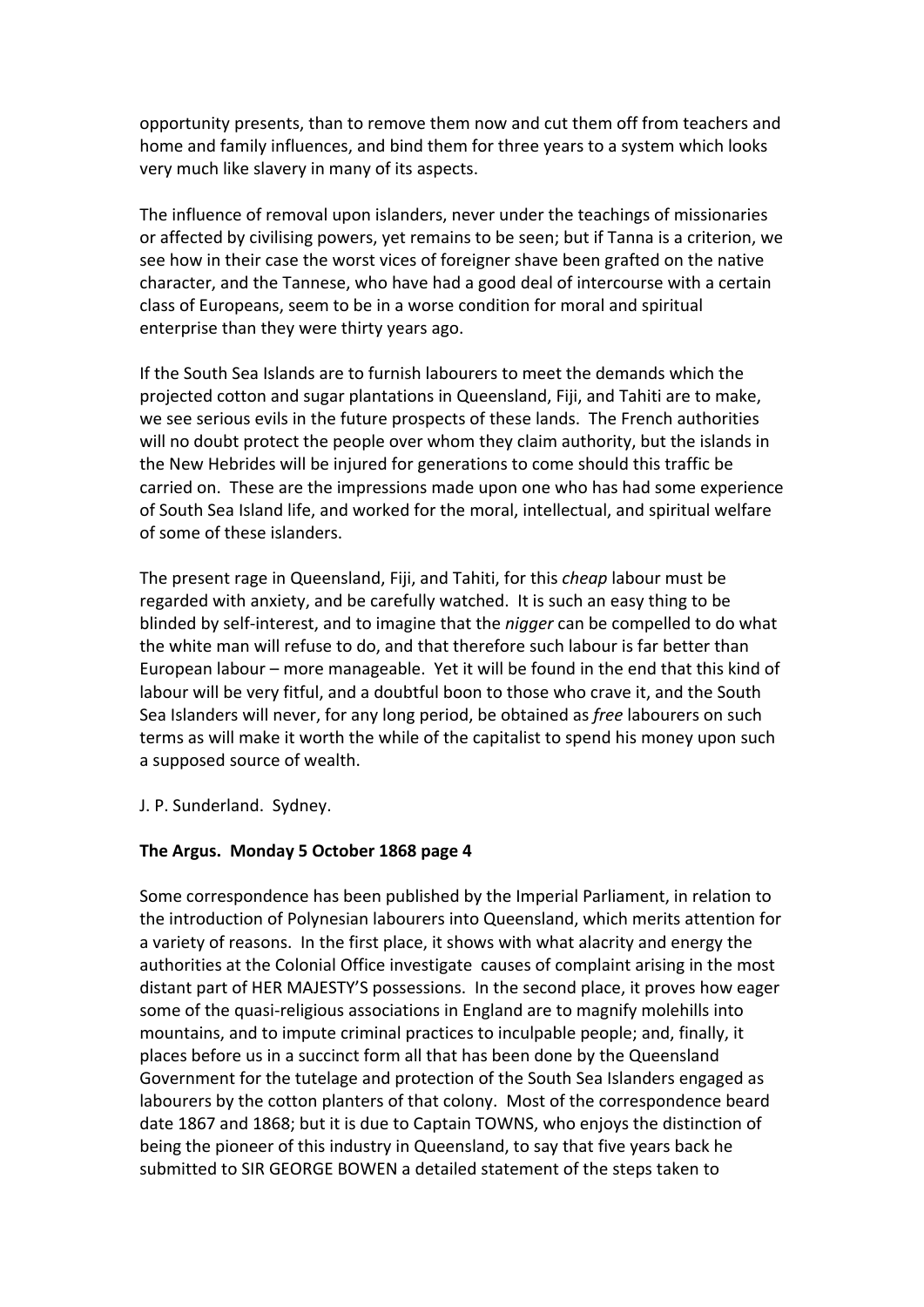opportunity presents, than to remove them now and cut them off from teachers and home and family influences, and bind them for three years to a system which looks very much like slavery in many of its aspects.

The influence of removal upon islanders, never under the teachings of missionaries or affected by civilising powers, yet remains to be seen; but if Tanna is a criterion, we see how in their case the worst vices of foreigner shave been grafted on the native character, and the Tannese, who have had a good deal of intercourse with a certain class of Europeans, seem to be in a worse condition for moral and spiritual enterprise than they were thirty years ago.

If the South Sea Islands are to furnish labourers to meet the demands which the projected cotton and sugar plantations in Queensland, Fiji, and Tahiti are to make, we see serious evils in the future prospects of these lands. The French authorities will no doubt protect the people over whom they claim authority, but the islands in the New Hebrides will be injured for generations to come should this traffic be carried on. These are the impressions made upon one who has had some experience of South Sea Island life, and worked for the moral, intellectual, and spiritual welfare of some of these islanders.

The present rage in Queensland, Fiji, and Tahiti, for this *cheap* labour must be regarded with anxiety, and be carefully watched. It is such an easy thing to be blinded by self-interest, and to imagine that the *nigger* can be compelled to do what the white man will refuse to do, and that therefore such labour is far better than European labour – more manageable. Yet it will be found in the end that this kind of labour will be very fitful, and a doubtful boon to those who crave it, and the South Sea Islanders will never, for any long period, be obtained as *free* labourers on such terms as will make it worth the while of the capitalist to spend his money upon such a supposed source of wealth.

J. P. Sunderland. Sydney.

**The Argus. Monday 5 October 1868 page 4**

Some correspondence has been published by the Imperial Parliament, in relation to the introduction of Polynesian labourers into Queensland, which merits attention for a variety of reasons. In the first place, it shows with what alacrity and energy the authorities at the Colonial Office investigate causes of complaint arising in the most distant part of HER MAJESTY'S possessions. In the second place, it proves how eager some of the quasi-religious associations in England are to magnify molehills into mountains, and to impute criminal practices to inculpable people; and, finally, it places before us in a succinct form all that has been done by the Queensland Government for the tutelage and protection of the South Sea Islanders engaged as labourers by the cotton planters of that colony. Most of the correspondence beard date 1867 and 1868; but it is due to Captain TOWNS, who enjoys the distinction of being the pioneer of this industry in Queensland, to say that five years back he submitted to SIR GEORGE BOWEN a detailed statement of the steps taken to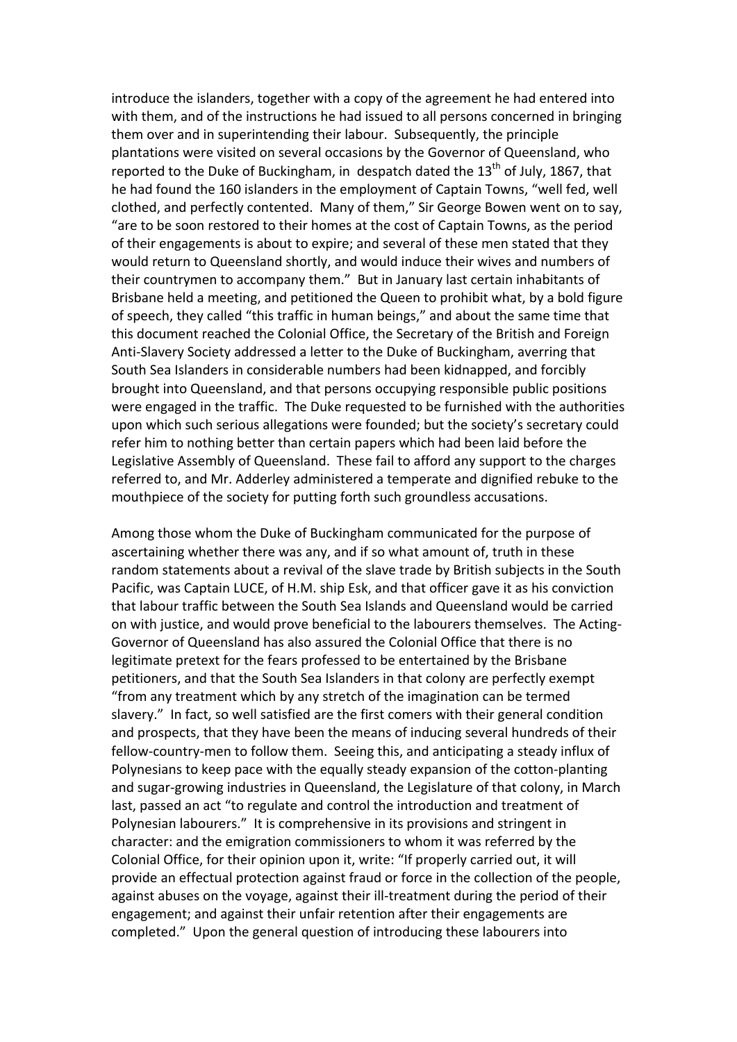introduce the islanders, together with a copy of the agreement he had entered into with them, and of the instructions he had issued to all persons concerned in bringing them over and in superintending their labour. Subsequently, the principle plantations were visited on several occasions by the Governor of Queensland, who reported to the Duke of Buckingham, in despatch dated the 13th of July, 1867, that he had found the 160 islanders in the employment of Captain Towns, "well fed, well clothed, and perfectly contented. Many of them," Sir George Bowen went on to say, "are to be soon restored to their homes at the cost of Captain Towns, as the period of their engagements is about to expire; and several of these men stated that they would return to Queensland shortly, and would induce their wives and numbers of their countrymen to accompany them." But in January last certain inhabitants of Brisbane held a meeting, and petitioned the Queen to prohibit what, by a bold figure of speech, they called "this traffic in human beings," and about the same time that this document reached the Colonial Office, the Secretary of the British and Foreign Anti-Slavery Society addressed a letter to the Duke of Buckingham, averring that South Sea Islanders in considerable numbers had been kidnapped, and forcibly brought into Queensland, and that persons occupying responsible public positions were engaged in the traffic. The Duke requested to be furnished with the authorities upon which such serious allegations were founded; but the society's secretary could refer him to nothing better than certain papers which had been laid before the Legislative Assembly of Queensland. These fail to afford any support to the charges referred to, and Mr. Adderley administered a temperate and dignified rebuke to the mouthpiece of the society for putting forth such groundless accusations.

Among those whom the Duke of Buckingham communicated for the purpose of ascertaining whether there was any, and if so what amount of, truth in these random statements about a revival of the slave trade by British subjects in the South Pacific, was Captain LUCE, of H.M. ship Esk, and that officer gave it as his conviction that labour traffic between the South Sea Islands and Queensland would be carried on with justice, and would prove beneficial to the labourers themselves. The Acting-Governor of Queensland has also assured the Colonial Office that there is no legitimate pretext for the fears professed to be entertained by the Brisbane petitioners, and that the South Sea Islanders in that colony are perfectly exempt "from any treatment which by any stretch of the imagination can be termed slavery." In fact, so well satisfied are the first comers with their general condition and prospects, that they have been the means of inducing several hundreds of their fellow-country-men to follow them. Seeing this, and anticipating a steady influx of Polynesians to keep pace with the equally steady expansion of the cotton-planting and sugar-growing industries in Queensland, the Legislature of that colony, in March last, passed an act "to regulate and control the introduction and treatment of Polynesian labourers." It is comprehensive in its provisions and stringent in character: and the emigration commissioners to whom it was referred by the Colonial Office, for their opinion upon it, write: "If properly carried out, it will provide an effectual protection against fraud or force in the collection of the people, against abuses on the voyage, against their ill-treatment during the period of their engagement; and against their unfair retention after their engagements are completed." Upon the general question of introducing these labourers into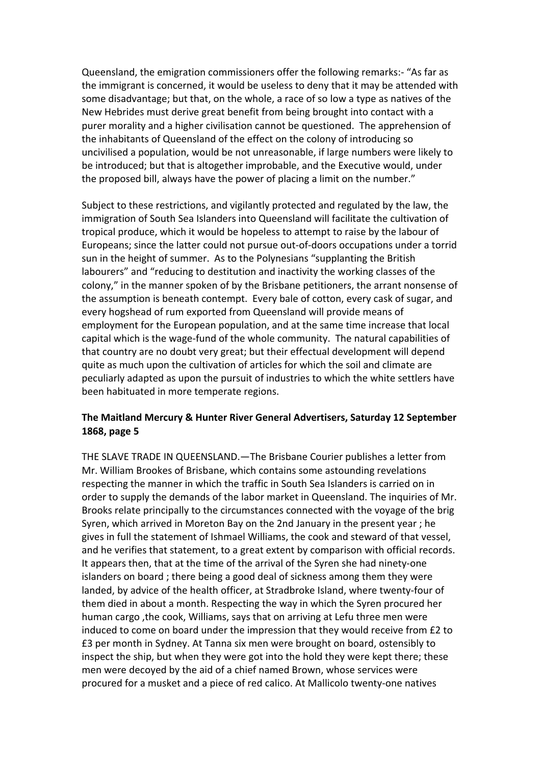Queensland, the emigration commissioners offer the following remarks:- "As far as the immigrant is concerned, it would be useless to deny that it may be attended with some disadvantage; but that, on the whole, a race of so low a type as natives of the New Hebrides must derive great benefit from being brought into contact with a purer morality and a higher civilisation cannot be questioned. The apprehension of the inhabitants of Queensland of the effect on the colony of introducing so uncivilised a population, would be not unreasonable, if large numbers were likely to be introduced; but that is altogether improbable, and the Executive would, under the proposed bill, always have the power of placing a limit on the number."

Subject to these restrictions, and vigilantly protected and regulated by the law, the immigration of South Sea Islanders into Queensland will facilitate the cultivation of tropical produce, which it would be hopeless to attempt to raise by the labour of Europeans; since the latter could not pursue out-of-doors occupations under a torrid sun in the height of summer. As to the Polynesians "supplanting the British labourers" and "reducing to destitution and inactivity the working classes of the colony," in the manner spoken of by the Brisbane petitioners, the arrant nonsense of the assumption is beneath contempt. Every bale of cotton, every cask of sugar, and every hogshead of rum exported from Queensland will provide means of employment for the European population, and at the same time increase that local capital which is the wage-fund of the whole community. The natural capabilities of that country are no doubt very great; but their effectual development will depend quite as much upon the cultivation of articles for which the soil and climate are peculiarly adapted as upon the pursuit of industries to which the white settlers have been habituated in more temperate regions.

**The Maitland Mercury & Hunter River General Advertisers, Saturday 12 September 1868, page 5**

THE SLAVE TRADE IN QUEENSLAND.—The Brisbane Courier publishes a letter from Mr. William Brookes of Brisbane, which contains some astounding revelations respecting the manner in which the traffic in South Sea Islanders is carried on in order to supply the demands of the labor market in Queensland. The inquiries of Mr. Brooks relate principally to the circumstances connected with the voyage of the brig Syren, which arrived in Moreton Bay on the 2nd January in the present year ; he gives in full the statement of Ishmael Williams, the cook and steward of that vessel, and he verifies that statement, to a great extent by comparison with official records. It appears then, that at the time of the arrival of the Syren she had ninety-one islanders on board ; there being a good deal of sickness among them they were landed, by advice of the health officer, at Stradbroke Island, where twenty-four of them died in about a month. Respecting the way in which the Syren procured her human cargo ,the cook, Williams, says that on arriving at Lefu three men were induced to come on board under the impression that they would receive from £2 to £3 per month in Sydney. At Tanna six men were brought on board, ostensibly to inspect the ship, but when they were got into the hold they were kept there; these men were decoyed by the aid of a chief named Brown, whose services were procured for a musket and a piece of red calico. At Mallicolo twenty-one natives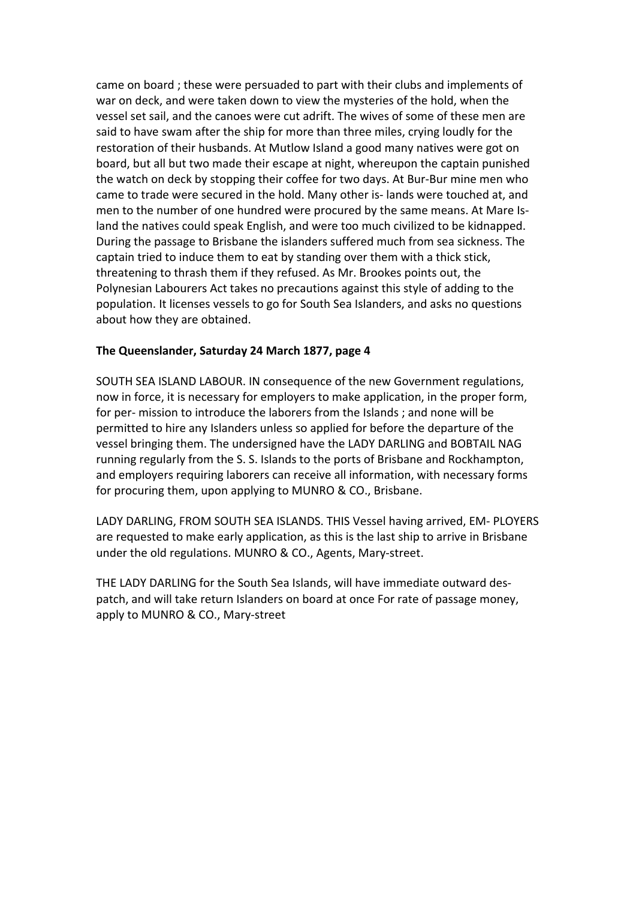came on board ; these were persuaded to part with their clubs and implements of war on deck, and were taken down to view the mysteries of the hold, when the vessel set sail, and the canoes were cut adrift. The wives of some of these men are said to have swam after the ship for more than three miles, crying loudly for the restoration of their husbands. At Mutlow Island a good many natives were got on board, but all but two made their escape at night, whereupon the captain punished the watch on deck by stopping their coffee for two days. At Bur-Bur mine men who came to trade were secured in the hold. Many other is- lands were touched at, and men to the number of one hundred were procured by the same means. At Mare Is- land the natives could speak English, and were too much civilized to be kidnapped. During the passage to Brisbane the islanders suffered much from sea sickness. The captain tried to induce them to eat by standing over them with a thick stick, threatening to thrash them if they refused. As Mr. Brookes points out, the Polynesian Labourers Act takes no precautions against this style of adding to the population. It licenses vessels to go for South Sea Islanders, and asks no questions about how they are obtained.

**The Queenslander, Saturday 24 March 1877, page 4**

SOUTH SEA ISLAND LABOUR. IN consequence of the new Government regulations, now in force, it is necessary for employers to make application, in the proper form, for per- mission to introduce the laborers from the Islands ; and none will be permitted to hire any Islanders unless so applied for before the departure of the vessel bringing them. The undersigned have the LADY DARLING and BOBTAIL NAG running regularly from the S. S. Islands to the ports of Brisbane and Rockhampton, and employers requiring laborers can receive all information, with necessary forms for procuring them, upon applying to MUNRO & CO., Brisbane.

LADY DARLING, FROM SOUTH SEA ISLANDS. THIS Vessel having arrived, EM- PLOYERS are requested to make early application, as this is the last ship to arrive in Brisbane under the old regulations. MUNRO & CO., Agents, Mary-street.

THE LADY DARLING for the South Sea Islands, will have immediate outward des- patch, and will take return Islanders on board at once For rate of passage money, apply to MUNRO & CO., Mary-street